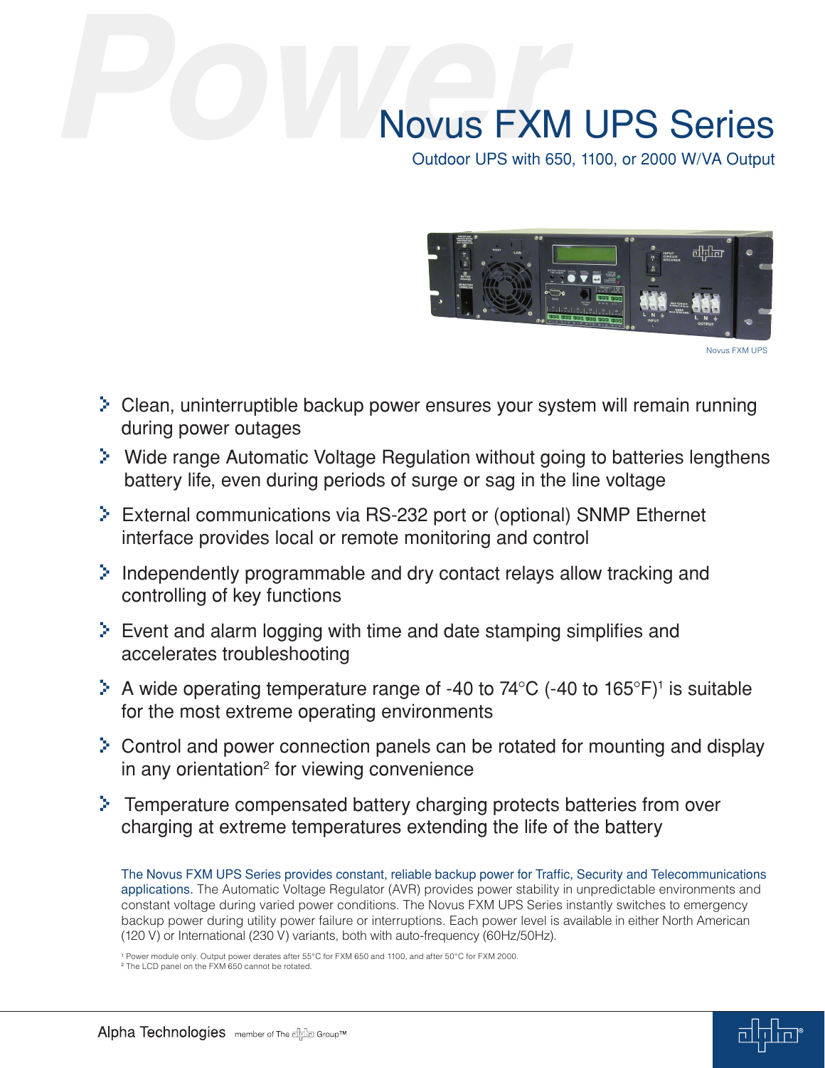# Novus FXM UPS Series

Outdoor UPS with 650, 1100, or 2000 W/VA Output

Novus FXM UPS

- Clean, uninterruptible backup power ensures your system will remain running during power outages
- Wide range Automatic Voltage Regulation without going to batteries lengthens battery life, even during periods of surge or sag in the line voltage
- External communications via RS-232 port or (optional) SNMP Ethernet interface provides local or remote monitoring and control
- Independently programmable and dry contact relays allow tracking and controlling of key functions
- Event and alarm logging with time and date stamping simplifies and accelerates troubleshooting
- A wide operating temperature range of -40 to 74°C (-40 to 165°F)[1] is suitable for the most extreme operating environments
- Control and power connection panels can be rotated for mounting and display in any orientation[2] for viewing convenience
- Temperature compensated battery charging protects batteries from over charging at extreme temperatures extending the life of the battery

The Novus FXM UPS Series provides constant, reliable backup power for Traffic, Security and Telecommunications applications. The Automatic Voltage Regulator (AVR) provides power stability in unpredictable environments and constant voltage during varied power conditions. The Novus FXM UPS Series instantly switches to emergency backup power during utility power failure or interruptions. Each power level is available in either North American (120 V) or International (230 V) variants, both with auto-frequency (60Hz/50Hz).

[1] Power module only. Output power derates after 55°C for FXM 650 and 1100, and after 50°C for FXM 2000.
[2] The LCD panel on the FXM 650 cannot be rotated.

Alpha Technologies member of The Alpha Group™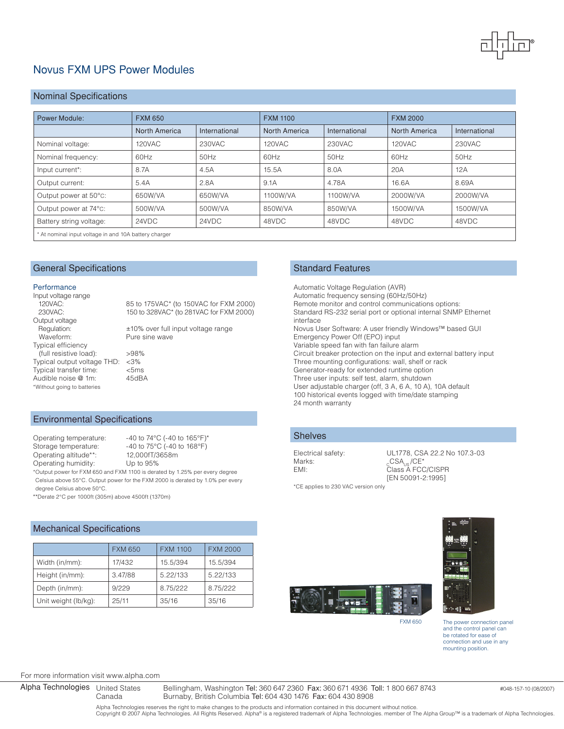# Novus FXM UPS Power Modules

## Nominal Specifications

| Power Module: | FXM 650 | | FXM 1100 | | FXM 2000 | |
|---|---|---|---|---|---|---|
| | North America | International | North America | International | North America | International |
| Nominal voltage: | 120VAC | 230VAC | 120VAC | 230VAC | 120VAC | 230VAC |
| Nominal frequency: | 60Hz | 50Hz | 60Hz | 50Hz | 60Hz | 50Hz |
| Input current*: | 8.7A | 4.5A | 15.5A | 8.0A | 20A | 12A |
| Output current: | 5.4A | 2.8A | 9.1A | 4.78A | 16.6A | 8.69A |
| Output power at 50°C: | 650W/VA | 650W/VA | 1100W/VA | 1100W/VA | 2000W/VA | 2000W/VA |
| Output power at 74°C: | 500W/VA | 500W/VA | 850W/VA | 850W/VA | 1500W/VA | 1500W/VA |
| Battery string voltage: | 24VDC | 24VDC | 48VDC | 48VDC | 48VDC | 48VDC |

* At nominal input voltage in and 10A battery charger

## General Specifications

### Performance

| | |
|---|---|
| Input voltage range | |
| 120VAC: | 85 to 175VAC* (to 150VAC for FXM 2000) |
| 230VAC: | 150 to 328VAC* (to 281VAC for FXM 2000) |
| Output voltage | |
| Regulation: | ±10% over full input voltage range |
| Waveform: | Pure sine wave |
| Typical efficiency | |
| (full resistive load): | >98% |
| Typical output voltage THD: | <3% |
| Typical transfer time: | <5ms |
| Audible noise @ 1m: | 45dBA |

*Without going to batteries

## Environmental Specifications

| | |
|---|---|
| Operating temperature: | -40 to 74°C (-40 to 165°F)* |
| Storage temperature: | -40 to 75°C (-40 to 168°F) |
| Operating altitude**: | 12,000fT/3658m |
| Operating humidity: | Up to 95% |

*Output power for FXM 650 and FXM 1100 is derated by 1.25% per every degree Celsius above 55°C. Output power for the FXM 2000 is derated by 1.0% per every degree Celsius above 50°C.

**Derate 2°C per 1000ft (305m) above 4500ft (1370m)

## Mechanical Specifications

| | FXM 650 | FXM 1100 | FXM 2000 |
|---|---|---|---|
| Width (in/mm): | 17/432 | 15.5/394 | 15.5/394 |
| Height (in/mm): | 3.47/88 | 5.22/133 | 5.22/133 |
| Depth (in/mm): | 9/229 | 8.75/222 | 8.75/222 |
| Unit weight (lb/kg): | 25/11 | 35/16 | 35/16 |

## Standard Features

Automatic Voltage Regulation (AVR)
Automatic frequency sensing (60Hz/50Hz)
Remote monitor and control communications options:
Standard RS-232 serial port or optional internal SNMP Ethernet interface
Novus User Software: A user friendly Windows™ based GUI
Emergency Power Off (EPO) input
Variable speed fan with fan failure alarm
Circuit breaker protection on the input and external battery input
Three mounting configurations: wall, shelf or rack
Generator-ready for extended runtime option
Three user inputs: self test, alarm, shutdown
User adjustable charger (off, 3 A, 6 A, 10 A), 10A default
100 historical events logged with time/date stamping
24 month warranty

## Shelves

| | |
|---|---|
| Electrical safety: | UL1778, CSA 22.2 No 107.3-03 |
| Marks: | $_{C}$CSA$_{US}$/CE* |
| EMI: | Class A FCC/CISPR [EN 50091-2:1995] |

*CE applies to 230 VAC version only

FXM 650

The power connection panel and the control panel can be rotated for ease of connection and use in any mounting position.

For more information visit www.alpha.com

Alpha Technologies — United States: Bellingham, Washington Tel: 360 647 2360 Fax: 360 671 4936 Toll: 1 800 667 8743
Canada: Burnaby, British Columbia Tel: 604 430 1476 Fax: 604 430 8908

#048-157-10 (08/2007)

Alpha Technologies reserves the right to make changes to the products and information contained in this document without notice.
Copyright © 2007 Alpha Technologies. All Rights Reserved. Alpha® is a registered trademark of Alpha Technologies. member of The Alpha Group™ is a trademark of Alpha Technologies.